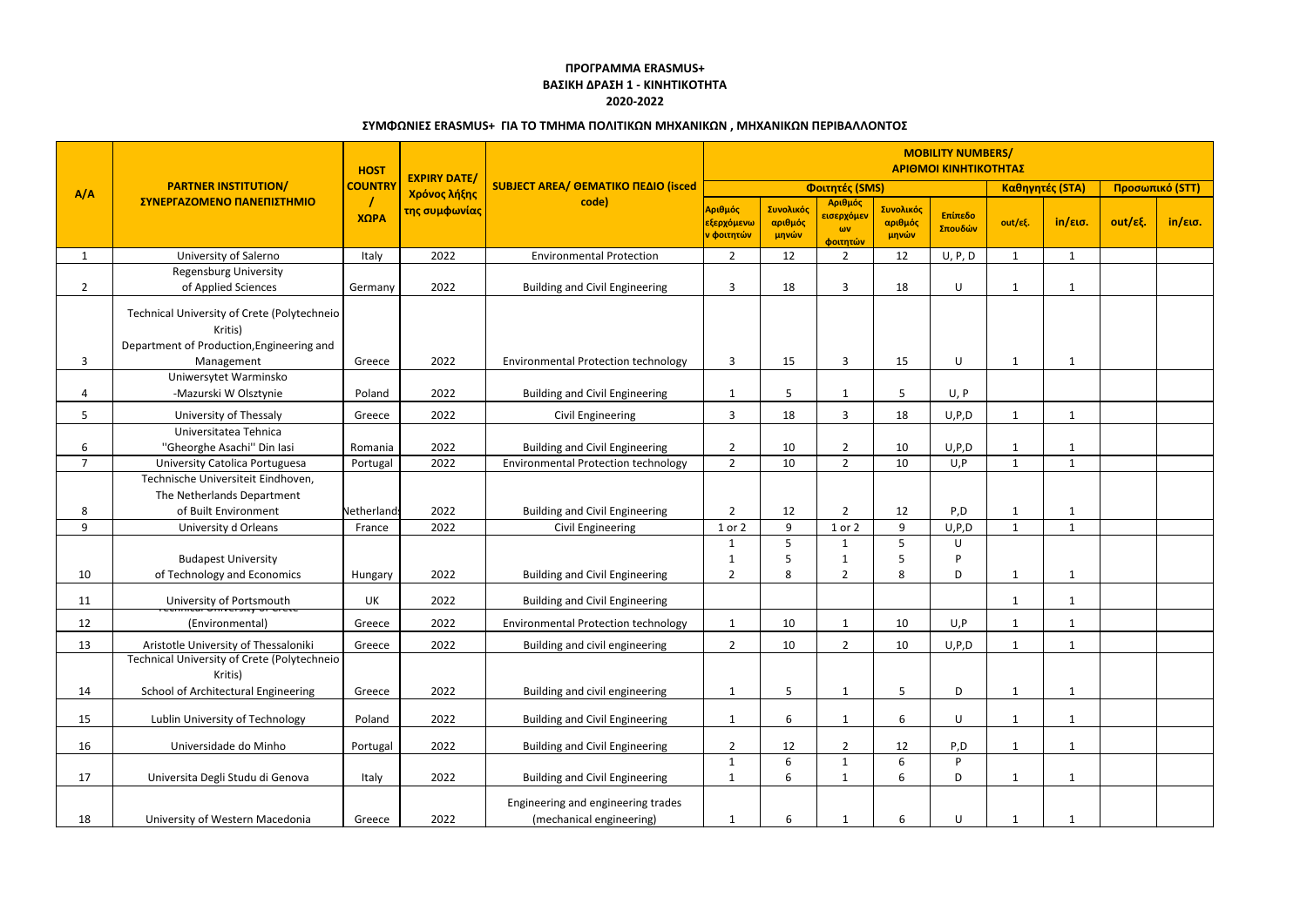**ΠΡΟΓΡΑΜΜΑ ERASMUS+**
**ΒΑΣΙΚΗ ΔΡΑΣΗ 1 - ΚΙΝΗΤΙΚΟΤΗΤΑ**
**2020-2022**

**ΣΥΜΦΩΝΙΕΣ ERASMUS+ ΓΙΑ ΤΟ ΤΜΗΜΑ ΠΟΛΙΤΙΚΩΝ ΜΗΧΑΝΙΚΩΝ , ΜΗΧΑΝΙΚΩΝ ΠΕΡΙΒΑΛΛΟΝΤΟΣ**

| A/A | PARTNER INSTITUTION/ ΣΥΝΕΡΓΑΖΟΜΕΝΟ ΠΑΝΕΠΙΣΤΗΜΙΟ | HOST COUNTRY / ΧΩΡΑ | EXPIRY DATE/ Χρόνος λήξης της συμφωνίας | SUBJECT AREA/ ΘΕΜΑΤΙΚΟ ΠΕΔΙΟ (isced code) | MOBILITY NUMBERS/ ΑΡΙΘΜΟΙ ΚΙΝΗΤΙΚΟΤΗΤΑΣ | | | | | | | | |
|---|---|---|---|---|---|---|---|---|---|---|---|---|---|
| | | | | | Φοιτητές (SMS) | | | | | Καθηγητές (STA) | | Προσωπικό (STT) | |
| | | | | | Αριθμός εξερχόμενων φοιτητών | Συνολικός αριθμός μηνών | Αριθμός εισερχόμενων φοιτητών | Συνολικός αριθμός μηνών | Επίπεδο Σπουδών | out/εξ. | in/εισ. | out/εξ. | in/εισ. |
| 1 | University of Salerno | Italy | 2022 | Environmental Protection | 2 | 12 | 2 | 12 | U, P, D | 1 | 1 | | |
| 2 | Regensburg University of Applied Sciences | Germany | 2022 | Building and Civil Engineering | 3 | 18 | 3 | 18 | U | 1 | 1 | | |
| 3 | Technical University of Crete (Polytechneio Kritis) Department of Production,Engineering and Management | Greece | 2022 | Environmental Protection technology | 3 | 15 | 3 | 15 | U | 1 | 1 | | |
| 4 | Uniwersytet Warminsko -Mazurski W Olsztynie | Poland | 2022 | Building and Civil Engineering | 1 | 5 | 1 | 5 | U, P | | | | |
| 5 | University of Thessaly | Greece | 2022 | Civil Engineering | 3 | 18 | 3 | 18 | U,P,D | 1 | 1 | | |
| 6 | Universitatea Tehnica "Gheorghe Asachi" Din Iasi | Romania | 2022 | Building and Civil Engineering | 2 | 10 | 2 | 10 | U,P,D | 1 | 1 | | |
| 7 | University Catolica Portuguesa | Portugal | 2022 | Environmental Protection technology | 2 | 10 | 2 | 10 | U,P | 1 | 1 | | |
| 8 | Technische Universiteit Eindhoven, The Netherlands Department of Built Environment | Netherlands | 2022 | Building and Civil Engineering | 2 | 12 | 2 | 12 | P,D | 1 | 1 | | |
| 9 | University d Orleans | France | 2022 | Civil Engineering | 1 or 2 | 9 | 1 or 2 | 9 | U,P,D | 1 | 1 | | |
| 10 | Budapest University of Technology and Economics | Hungary | 2022 | Building and Civil Engineering | 1<br>1<br>2 | 5<br>5<br>8 | 1<br>1<br>2 | 5<br>5<br>8 | U<br>P<br>D | 1 | 1 | | |
| 11 | University of Portsmouth | UK | 2022 | Building and Civil Engineering | | | | | | 1 | 1 | | |
| 12 | Technical University of Crete (Environmental) | Greece | 2022 | Environmental Protection technology | 1 | 10 | 1 | 10 | U,P | 1 | 1 | | |
| 13 | Aristotle University of Thessaloniki | Greece | 2022 | Building and civil engineering | 2 | 10 | 2 | 10 | U,P,D | 1 | 1 | | |
| 14 | Technical University of Crete (Polytechneio Kritis) School of Architectural Engineering | Greece | 2022 | Building and civil engineering | 1 | 5 | 1 | 5 | D | 1 | 1 | | |
| 15 | Lublin University of Technology | Poland | 2022 | Building and Civil Engineering | 1 | 6 | 1 | 6 | U | 1 | 1 | | |
| 16 | Universidade do Minho | Portugal | 2022 | Building and Civil Engineering | 2 | 12 | 2 | 12 | P,D | 1 | 1 | | |
| 17 | Universita Degli Studu di Genova | Italy | 2022 | Building and Civil Engineering | 1<br>1 | 6<br>6 | 1<br>1 | 6<br>6 | P<br>D | 1 | 1 | | |
| 18 | University of Western Macedonia | Greece | 2022 | Engineering and engineering trades (mechanical engineering) | 1 | 6 | 1 | 6 | U | 1 | 1 | | |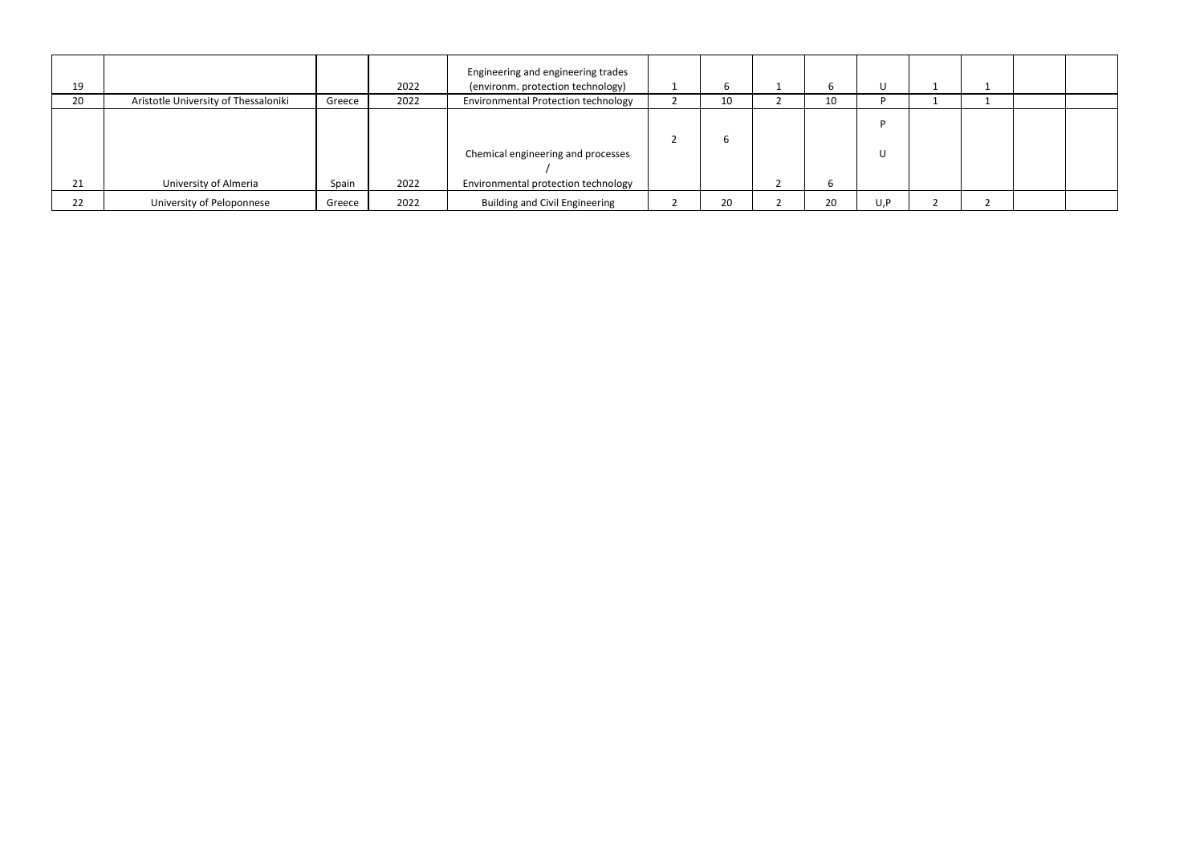| | | | | | | | | | | | | | |
|---|---|---|---|---|---|---|---|---|---|---|---|---|---|
| 19 | | | 2022 | Engineering and engineering trades (environm. protection technology) | 1 | 6 | 1 | 6 | U | 1 | 1 | | |
| 20 | Aristotle University of Thessaloniki | Greece | 2022 | Environmental Protection technology | 2 | 10 | 2 | 10 | P | 1 | 1 | | |
| 21 | University of Almeria | Spain | 2022 | Chemical engineering and processes / Environmental protection technology | 2 | 6 | 2 | 6 | P U | | | | |
| 22 | University of Peloponnese | Greece | 2022 | Building and Civil Engineering | 2 | 20 | 2 | 20 | U,P | 2 | 2 | | |